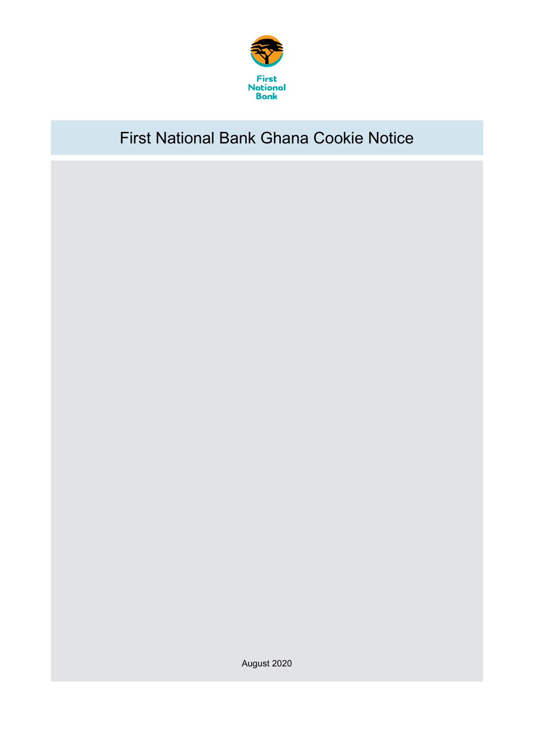# First National Bank Ghana Cookie Notice

August 2020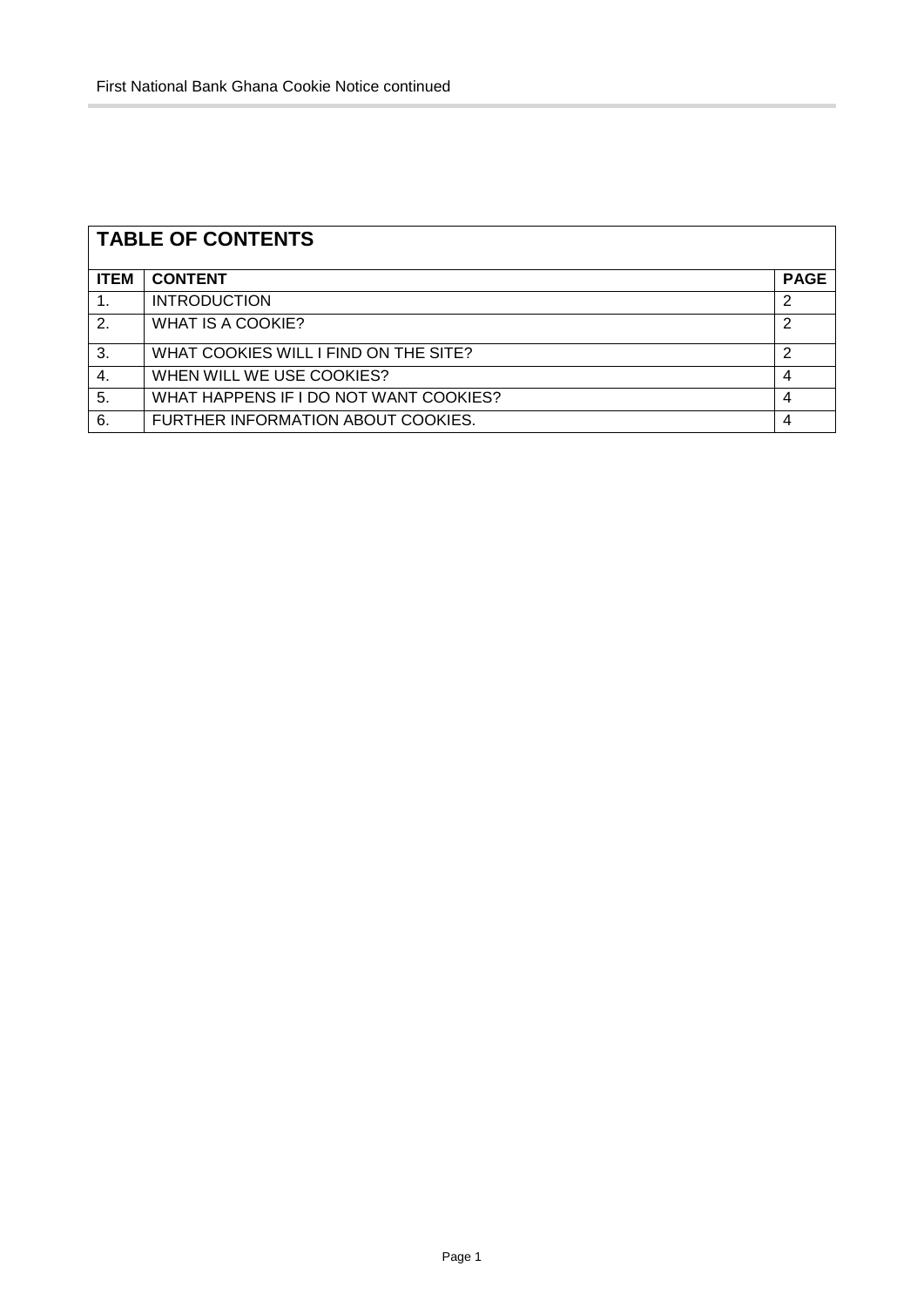| TABLE OF CONTENTS | | |
|---|---|---|
| **ITEM** | **CONTENT** | **PAGE** |
| 1. | INTRODUCTION | 2 |
| 2. | WHAT IS A COOKIE? | 2 |
| 3. | WHAT COOKIES WILL I FIND ON THE SITE? | 2 |
| 4. | WHEN WILL WE USE COOKIES? | 4 |
| 5. | WHAT HAPPENS IF I DO NOT WANT COOKIES? | 4 |
| 6. | FURTHER INFORMATION ABOUT COOKIES. | 4 |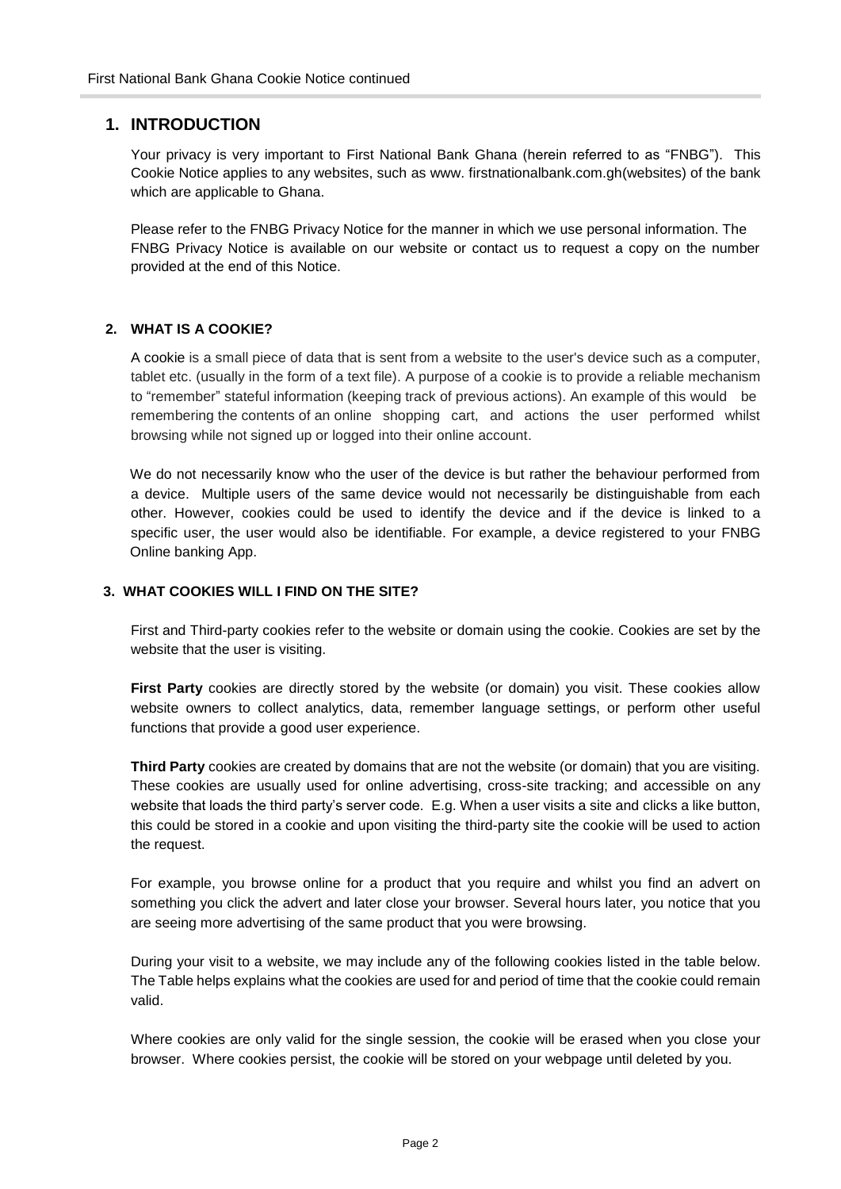## 1. INTRODUCTION

Your privacy is very important to First National Bank Ghana (herein referred to as "FNBG"). This Cookie Notice applies to any websites, such as www. firstnationalbank.com.gh(websites) of the bank which are applicable to Ghana.

Please refer to the FNBG Privacy Notice for the manner in which we use personal information. The FNBG Privacy Notice is available on our website or contact us to request a copy on the number provided at the end of this Notice.

### 2. WHAT IS A COOKIE?

A cookie is a small piece of data that is sent from a website to the user's device such as a computer, tablet etc. (usually in the form of a text file). A purpose of a cookie is to provide a reliable mechanism to "remember" stateful information (keeping track of previous actions). An example of this would be remembering the contents of an online shopping cart, and actions the user performed whilst browsing while not signed up or logged into their online account.

We do not necessarily know who the user of the device is but rather the behaviour performed from a device. Multiple users of the same device would not necessarily be distinguishable from each other. However, cookies could be used to identify the device and if the device is linked to a specific user, the user would also be identifiable. For example, a device registered to your FNBG Online banking App.

### 3. WHAT COOKIES WILL I FIND ON THE SITE?

First and Third-party cookies refer to the website or domain using the cookie. Cookies are set by the website that the user is visiting.

**First Party** cookies are directly stored by the website (or domain) you visit. These cookies allow website owners to collect analytics, data, remember language settings, or perform other useful functions that provide a good user experience.

**Third Party** cookies are created by domains that are not the website (or domain) that you are visiting. These cookies are usually used for online advertising, cross-site tracking; and accessible on any website that loads the third party's server code. E.g. When a user visits a site and clicks a like button, this could be stored in a cookie and upon visiting the third-party site the cookie will be used to action the request.

For example, you browse online for a product that you require and whilst you find an advert on something you click the advert and later close your browser. Several hours later, you notice that you are seeing more advertising of the same product that you were browsing.

During your visit to a website, we may include any of the following cookies listed in the table below. The Table helps explains what the cookies are used for and period of time that the cookie could remain valid.

Where cookies are only valid for the single session, the cookie will be erased when you close your browser. Where cookies persist, the cookie will be stored on your webpage until deleted by you.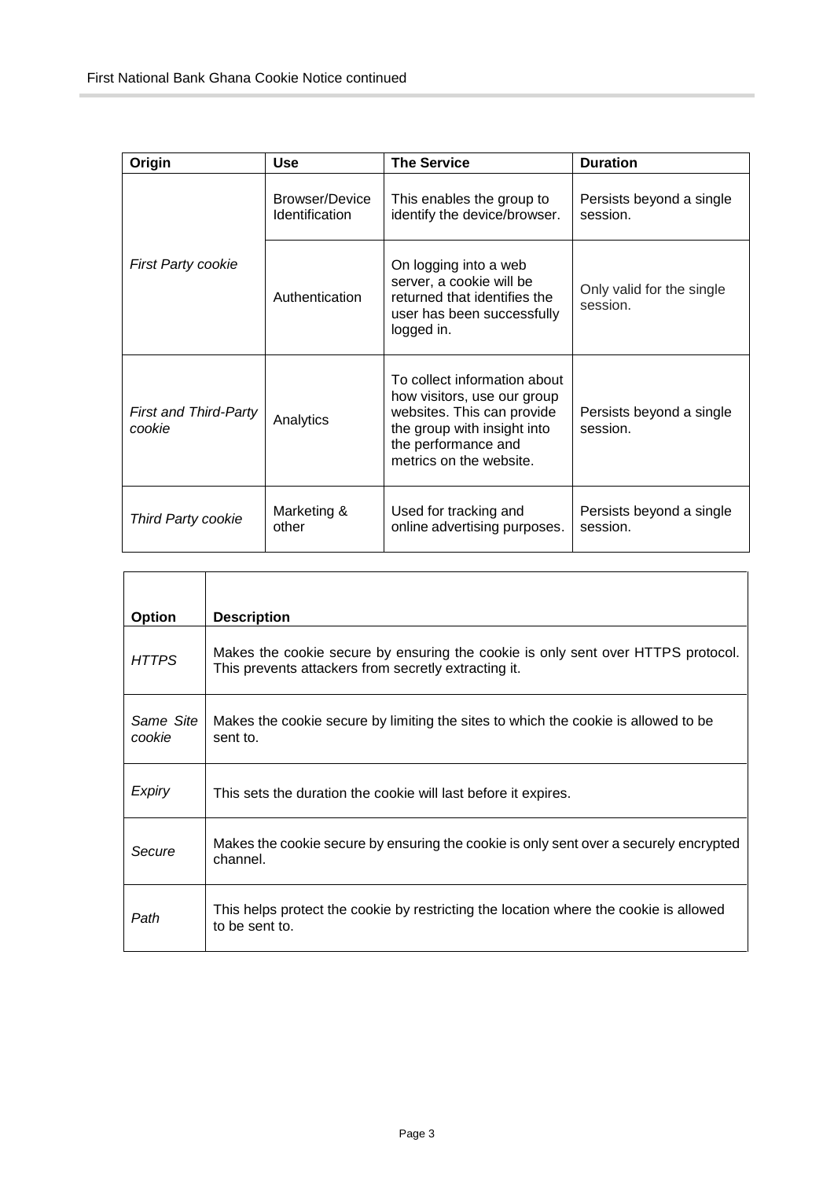| Origin | Use | The Service | Duration |
|---|---|---|---|
| *First Party cookie* | Browser/Device Identification | This enables the group to identify the device/browser. | Persists beyond a single session. |
| | Authentication | On logging into a web server, a cookie will be returned that identifies the user has been successfully logged in. | Only valid for the single session. |
| *First and Third-Party cookie* | Analytics | To collect information about how visitors, use our group websites. This can provide the group with insight into the performance and metrics on the website. | Persists beyond a single session. |
| *Third Party cookie* | Marketing & other | Used for tracking and online advertising purposes. | Persists beyond a single session. |

| Option | Description |
|---|---|
| *HTTPS* | Makes the cookie secure by ensuring the cookie is only sent over HTTPS protocol. This prevents attackers from secretly extracting it. |
| *Same Site cookie* | Makes the cookie secure by limiting the sites to which the cookie is allowed to be sent to. |
| *Expiry* | This sets the duration the cookie will last before it expires. |
| *Secure* | Makes the cookie secure by ensuring the cookie is only sent over a securely encrypted channel. |
| *Path* | This helps protect the cookie by restricting the location where the cookie is allowed to be sent to. |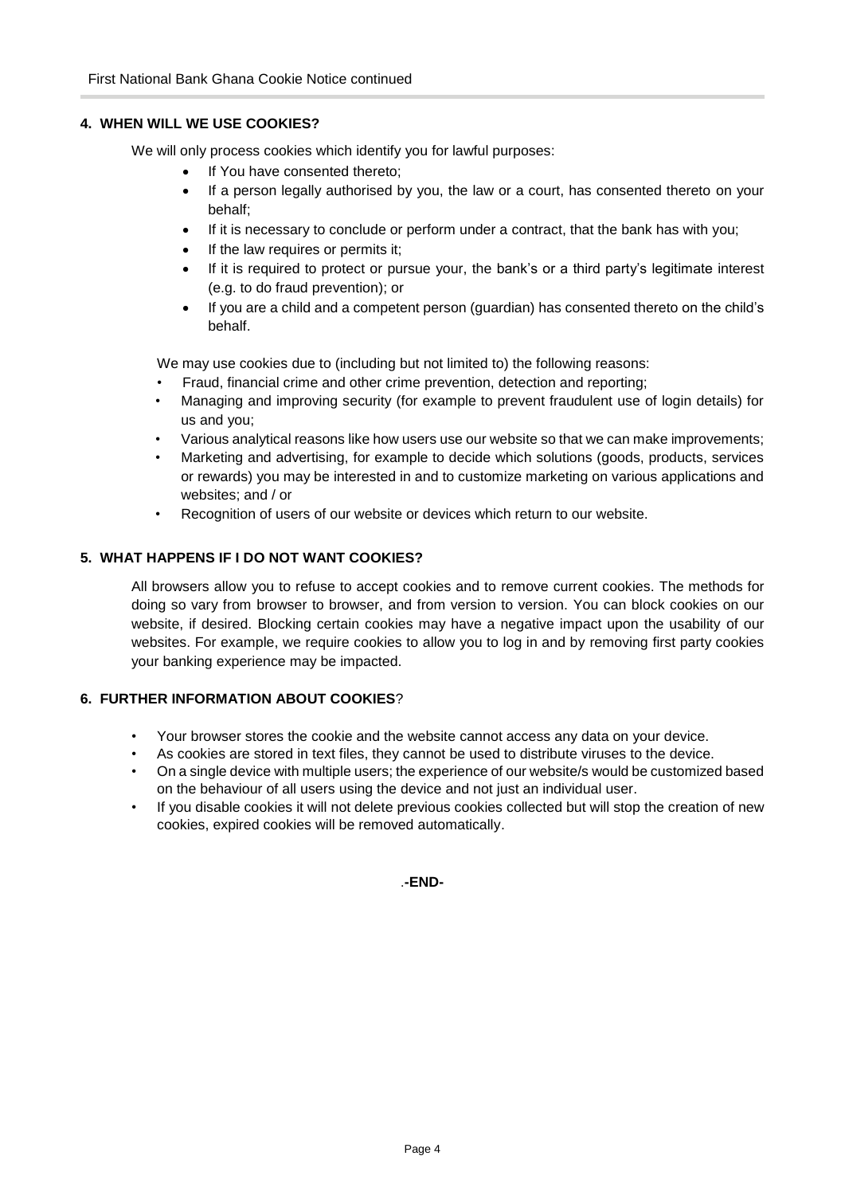## 4. WHEN WILL WE USE COOKIES?

We will only process cookies which identify you for lawful purposes:

- If You have consented thereto;
- If a person legally authorised by you, the law or a court, has consented thereto on your behalf;
- If it is necessary to conclude or perform under a contract, that the bank has with you;
- If the law requires or permits it;
- If it is required to protect or pursue your, the bank's or a third party's legitimate interest (e.g. to do fraud prevention); or
- If you are a child and a competent person (guardian) has consented thereto on the child's behalf.

We may use cookies due to (including but not limited to) the following reasons:

- Fraud, financial crime and other crime prevention, detection and reporting;
- Managing and improving security (for example to prevent fraudulent use of login details) for us and you;
- Various analytical reasons like how users use our website so that we can make improvements;
- Marketing and advertising, for example to decide which solutions (goods, products, services or rewards) you may be interested in and to customize marketing on various applications and websites; and / or
- Recognition of users of our website or devices which return to our website.

## 5. WHAT HAPPENS IF I DO NOT WANT COOKIES?

All browsers allow you to refuse to accept cookies and to remove current cookies. The methods for doing so vary from browser to browser, and from version to version. You can block cookies on our website, if desired. Blocking certain cookies may have a negative impact upon the usability of our websites. For example, we require cookies to allow you to log in and by removing first party cookies your banking experience may be impacted.

## 6. FURTHER INFORMATION ABOUT COOKIES?

- Your browser stores the cookie and the website cannot access any data on your device.
- As cookies are stored in text files, they cannot be used to distribute viruses to the device.
- On a single device with multiple users; the experience of our website/s would be customized based on the behaviour of all users using the device and not just an individual user.
- If you disable cookies it will not delete previous cookies collected but will stop the creation of new cookies, expired cookies will be removed automatically.

**.-END-**